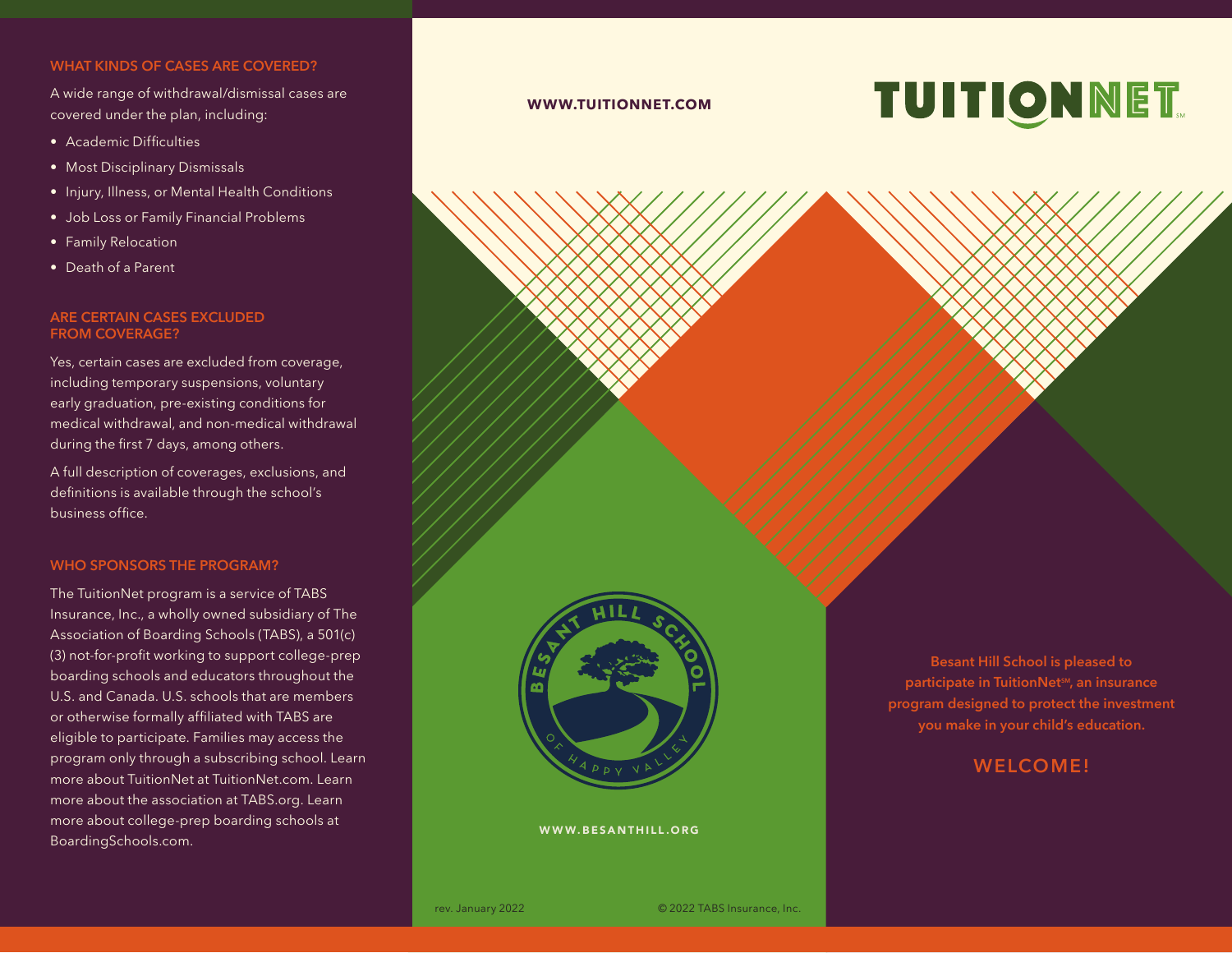## WHAT KINDS OF CASES ARE COVERED?

A wide range of withdrawal/dismissal cases are covered under the plan, including:

- Academic Difficulties
- Most Disciplinary Dismissals
- Injury, Illness, or Mental Health Conditions
- Job Loss or Family Financial Problems
- Family Relocation
- Death of a Parent

## ARE CERTAIN CASES EXCLUDED FROM COVERAGE?

Yes, certain cases are excluded from coverage, including temporary suspensions, voluntary early graduation, pre-existing conditions for medical withdrawal, and non-medical withdrawal during the first 7 days, among others.

A full description of coverages, exclusions, and definitions is available through the school's business office.

## WHO SPONSORS THE PROGRAM?

The TuitionNet program is a service of TABS Insurance, Inc., a wholly owned subsidiary of The Association of Boarding Schools (TABS), a 501(c)(3) not-for-profit working to support college-prep boarding schools and educators throughout the U.S. and Canada. U.S. schools that are members or otherwise formally affiliated with TABS are eligible to participate. Families may access the program only through a subscribing school. Learn more about TuitionNet at TuitionNet.com. Learn more about the association at TABS.org. Learn more about college-prep boarding schools at BoardingSchools.com.

**WWW.TUITIONNET.COM**

# TUITIONNET℠

BESANT HILL SCHOOL OF HAPPY VALLEY

**WWW.BESANTHILL.ORG**

rev. January 2022

© 2022 TABS Insurance, Inc.

**Besant Hill School is pleased to participate in TuitionNet℠, an insurance program designed to protect the investment you make in your child's education.**

## WELCOME!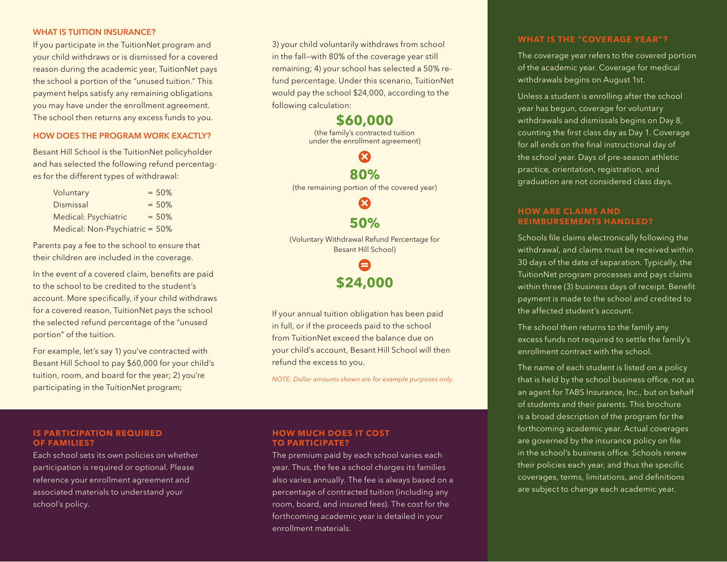## WHAT IS TUITION INSURANCE?

If you participate in the TuitionNet program and your child withdraws or is dismissed for a covered reason during the academic year, TuitionNet pays the school a portion of the "unused tuition." This payment helps satisfy any remaining obligations you may have under the enrollment agreement. The school then returns any excess funds to you.

## HOW DOES THE PROGRAM WORK EXACTLY?

Besant Hill School is the TuitionNet policyholder and has selected the following refund percentages for the different types of withdrawal:

| | |
|---|---|
| Voluntary | = 50% |
| Dismissal | = 50% |
| Medical: Psychiatric | = 50% |
| Medical: Non-Psychiatric | = 50% |

Parents pay a fee to the school to ensure that their children are included in the coverage.

In the event of a covered claim, benefits are paid to the school to be credited to the student's account. More specifically, if your child withdraws for a covered reason, TuitionNet pays the school the selected refund percentage of the "unused portion" of the tuition.

For example, let's say 1) you've contracted with Besant Hill School to pay $60,000 for your child's tuition, room, and board for the year; 2) you're participating in the TuitionNet program; 3) your child voluntarily withdraws from school in the fall—with 80% of the coverage year still remaining; 4) your school has selected a 50% refund percentage. Under this scenario, TuitionNet would pay the school $24,000, according to the following calculation:

**$60,000**
(the family's contracted tuition under the enrollment agreement)

×

**80%**
(the remaining portion of the covered year)

×

**50%**
(Voluntary Withdrawal Refund Percentage for Besant Hill School)

=

**$24,000**

If your annual tuition obligation has been paid in full, or if the proceeds paid to the school from TuitionNet exceed the balance due on your child's account, Besant Hill School will then refund the excess to you.

*NOTE: Dollar amounts shown are for example purposes only.*

## IS PARTICIPATION REQUIRED OF FAMILIES?

Each school sets its own policies on whether participation is required or optional. Please reference your enrollment agreement and associated materials to understand your school's policy.

## HOW MUCH DOES IT COST TO PARTICIPATE?

The premium paid by each school varies each year. Thus, the fee a school charges its families also varies annually. The fee is always based on a percentage of contracted tuition (including any room, board, and insured fees). The cost for the forthcoming academic year is detailed in your enrollment materials.

## WHAT IS THE "COVERAGE YEAR"?

The coverage year refers to the covered portion of the academic year. Coverage for medical withdrawals begins on August 1st.

Unless a student is enrolling after the school year has begun, coverage for voluntary withdrawals and dismissals begins on Day 8, counting the first class day as Day 1. Coverage for all ends on the final instructional day of the school year. Days of pre-season athletic practice, orientation, registration, and graduation are not considered class days.

## HOW ARE CLAIMS AND REIMBURSEMENTS HANDLED?

Schools file claims electronically following the withdrawal, and claims must be received within 30 days of the date of separation. Typically, the TuitionNet program processes and pays claims within three (3) business days of receipt. Benefit payment is made to the school and credited to the affected student's account.

The school then returns to the family any excess funds not required to settle the family's enrollment contract with the school.

The name of each student is listed on a policy that is held by the school business office, not as an agent for TABS Insurance, Inc., but on behalf of students and their parents. This brochure is a broad description of the program for the forthcoming academic year. Actual coverages are governed by the insurance policy on file in the school's business office. Schools renew their policies each year, and thus the specific coverages, terms, limitations, and definitions are subject to change each academic year.